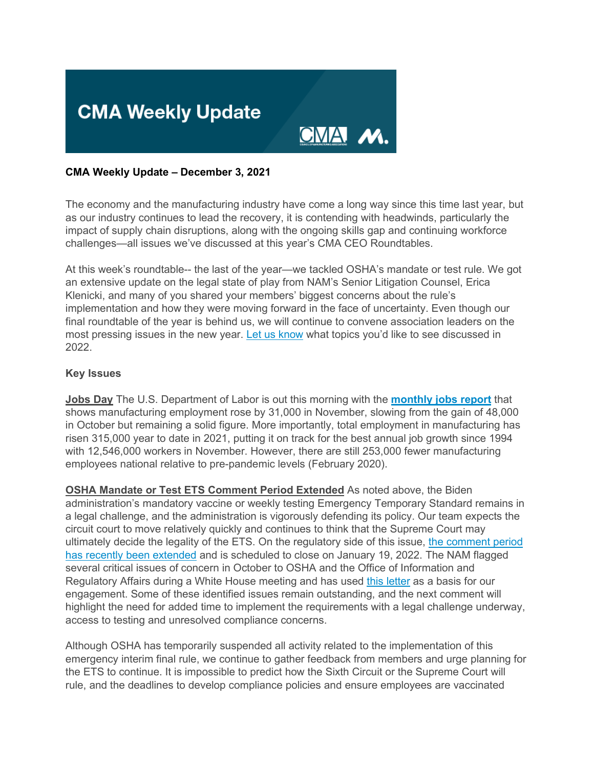# CMA Weekly Update

**CMA Weekly Update – December 3, 2021**

The economy and the manufacturing industry have come a long way since this time last year, but as our industry continues to lead the recovery, it is contending with headwinds, particularly the impact of supply chain disruptions, along with the ongoing skills gap and continuing workforce challenges—all issues we've discussed at this year's CMA CEO Roundtables.

At this week's roundtable-- the last of the year—we tackled OSHA's mandate or test rule. We got an extensive update on the legal state of play from NAM's Senior Litigation Counsel, Erica Klenicki, and many of you shared your members' biggest concerns about the rule's implementation and how they were moving forward in the face of uncertainty. Even though our final roundtable of the year is behind us, we will continue to convene association leaders on the most pressing issues in the new year. Let us know what topics you'd like to see discussed in 2022.

**Key Issues**

**Jobs Day** The U.S. Department of Labor is out this morning with the **monthly jobs report** that shows manufacturing employment rose by 31,000 in November, slowing from the gain of 48,000 in October but remaining a solid figure. More importantly, total employment in manufacturing has risen 315,000 year to date in 2021, putting it on track for the best annual job growth since 1994 with 12,546,000 workers in November. However, there are still 253,000 fewer manufacturing employees national relative to pre-pandemic levels (February 2020).

**OSHA Mandate or Test ETS Comment Period Extended** As noted above, the Biden administration's mandatory vaccine or weekly testing Emergency Temporary Standard remains in a legal challenge, and the administration is vigorously defending its policy. Our team expects the circuit court to move relatively quickly and continues to think that the Supreme Court may ultimately decide the legality of the ETS. On the regulatory side of this issue, the comment period has recently been extended and is scheduled to close on January 19, 2022. The NAM flagged several critical issues of concern in October to OSHA and the Office of Information and Regulatory Affairs during a White House meeting and has used this letter as a basis for our engagement. Some of these identified issues remain outstanding, and the next comment will highlight the need for added time to implement the requirements with a legal challenge underway, access to testing and unresolved compliance concerns.

Although OSHA has temporarily suspended all activity related to the implementation of this emergency interim final rule, we continue to gather feedback from members and urge planning for the ETS to continue. It is impossible to predict how the Sixth Circuit or the Supreme Court will rule, and the deadlines to develop compliance policies and ensure employees are vaccinated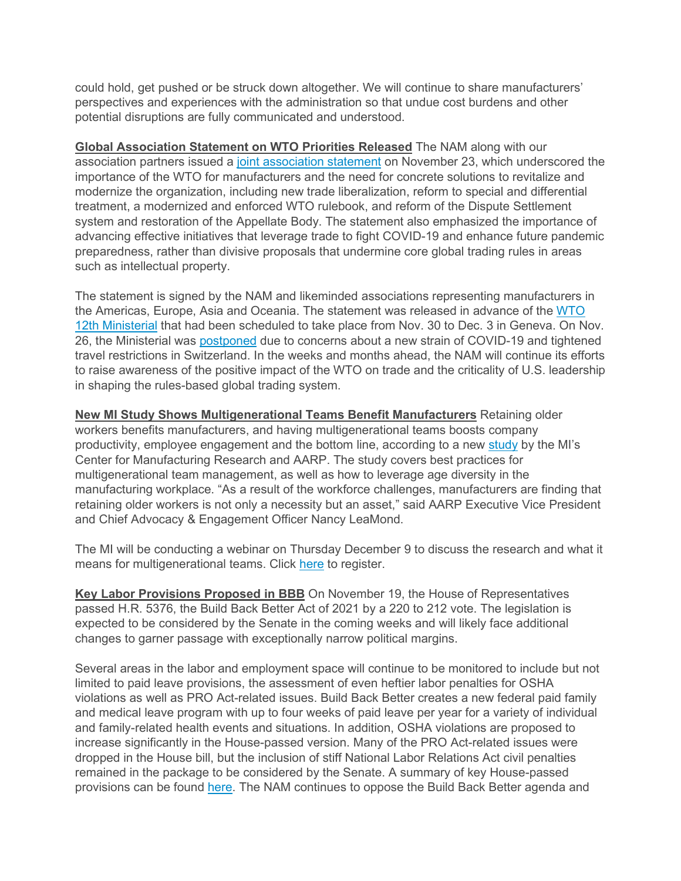could hold, get pushed or be struck down altogether. We will continue to share manufacturers' perspectives and experiences with the administration so that undue cost burdens and other potential disruptions are fully communicated and understood.

**Global Association Statement on WTO Priorities Released** The NAM along with our association partners issued a joint association statement on November 23, which underscored the importance of the WTO for manufacturers and the need for concrete solutions to revitalize and modernize the organization, including new trade liberalization, reform to special and differential treatment, a modernized and enforced WTO rulebook, and reform of the Dispute Settlement system and restoration of the Appellate Body. The statement also emphasized the importance of advancing effective initiatives that leverage trade to fight COVID-19 and enhance future pandemic preparedness, rather than divisive proposals that undermine core global trading rules in areas such as intellectual property.

The statement is signed by the NAM and likeminded associations representing manufacturers in the Americas, Europe, Asia and Oceania. The statement was released in advance of the WTO 12th Ministerial that had been scheduled to take place from Nov. 30 to Dec. 3 in Geneva. On Nov. 26, the Ministerial was postponed due to concerns about a new strain of COVID-19 and tightened travel restrictions in Switzerland. In the weeks and months ahead, the NAM will continue its efforts to raise awareness of the positive impact of the WTO on trade and the criticality of U.S. leadership in shaping the rules-based global trading system.

**New MI Study Shows Multigenerational Teams Benefit Manufacturers** Retaining older workers benefits manufacturers, and having multigenerational teams boosts company productivity, employee engagement and the bottom line, according to a new study by the MI's Center for Manufacturing Research and AARP. The study covers best practices for multigenerational team management, as well as how to leverage age diversity in the manufacturing workplace. "As a result of the workforce challenges, manufacturers are finding that retaining older workers is not only a necessity but an asset," said AARP Executive Vice President and Chief Advocacy & Engagement Officer Nancy LeaMond.

The MI will be conducting a webinar on Thursday December 9 to discuss the research and what it means for multigenerational teams. Click here to register.

**Key Labor Provisions Proposed in BBB** On November 19, the House of Representatives passed H.R. 5376, the Build Back Better Act of 2021 by a 220 to 212 vote. The legislation is expected to be considered by the Senate in the coming weeks and will likely face additional changes to garner passage with exceptionally narrow political margins.

Several areas in the labor and employment space will continue to be monitored to include but not limited to paid leave provisions, the assessment of even heftier labor penalties for OSHA violations as well as PRO Act-related issues. Build Back Better creates a new federal paid family and medical leave program with up to four weeks of paid leave per year for a variety of individual and family-related health events and situations. In addition, OSHA violations are proposed to increase significantly in the House-passed version. Many of the PRO Act-related issues were dropped in the House bill, but the inclusion of stiff National Labor Relations Act civil penalties remained in the package to be considered by the Senate. A summary of key House-passed provisions can be found here. The NAM continues to oppose the Build Back Better agenda and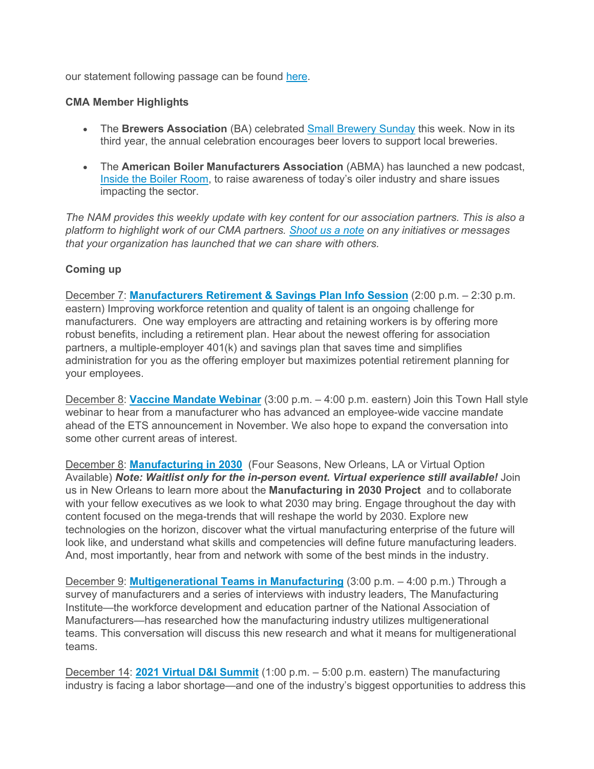our statement following passage can be found here.

**CMA Member Highlights**

- The **Brewers Association** (BA) celebrated Small Brewery Sunday this week. Now in its third year, the annual celebration encourages beer lovers to support local breweries.
- The **American Boiler Manufacturers Association** (ABMA) has launched a new podcast, Inside the Boiler Room, to raise awareness of today's oiler industry and share issues impacting the sector.

*The NAM provides this weekly update with key content for our association partners. This is also a platform to highlight work of our CMA partners. Shoot us a note on any initiatives or messages that your organization has launched that we can share with others.*

**Coming up**

December 7: **Manufacturers Retirement & Savings Plan Info Session** (2:00 p.m. – 2:30 p.m. eastern) Improving workforce retention and quality of talent is an ongoing challenge for manufacturers. One way employers are attracting and retaining workers is by offering more robust benefits, including a retirement plan. Hear about the newest offering for association partners, a multiple-employer 401(k) and savings plan that saves time and simplifies administration for you as the offering employer but maximizes potential retirement planning for your employees.

December 8: **Vaccine Mandate Webinar** (3:00 p.m. – 4:00 p.m. eastern) Join this Town Hall style webinar to hear from a manufacturer who has advanced an employee-wide vaccine mandate ahead of the ETS announcement in November. We also hope to expand the conversation into some other current areas of interest.

December 8: **Manufacturing in 2030** (Four Seasons, New Orleans, LA or Virtual Option Available) ***Note: Waitlist only for the in-person event. Virtual experience still available!*** Join us in New Orleans to learn more about the **Manufacturing in 2030 Project** and to collaborate with your fellow executives as we look to what 2030 may bring. Engage throughout the day with content focused on the mega-trends that will reshape the world by 2030. Explore new technologies on the horizon, discover what the virtual manufacturing enterprise of the future will look like, and understand what skills and competencies will define future manufacturing leaders. And, most importantly, hear from and network with some of the best minds in the industry.

December 9: **Multigenerational Teams in Manufacturing** (3:00 p.m. – 4:00 p.m.) Through a survey of manufacturers and a series of interviews with industry leaders, The Manufacturing Institute—the workforce development and education partner of the National Association of Manufacturers—has researched how the manufacturing industry utilizes multigenerational teams. This conversation will discuss this new research and what it means for multigenerational teams.

December 14: **2021 Virtual D&I Summit** (1:00 p.m. – 5:00 p.m. eastern) The manufacturing industry is facing a labor shortage—and one of the industry's biggest opportunities to address this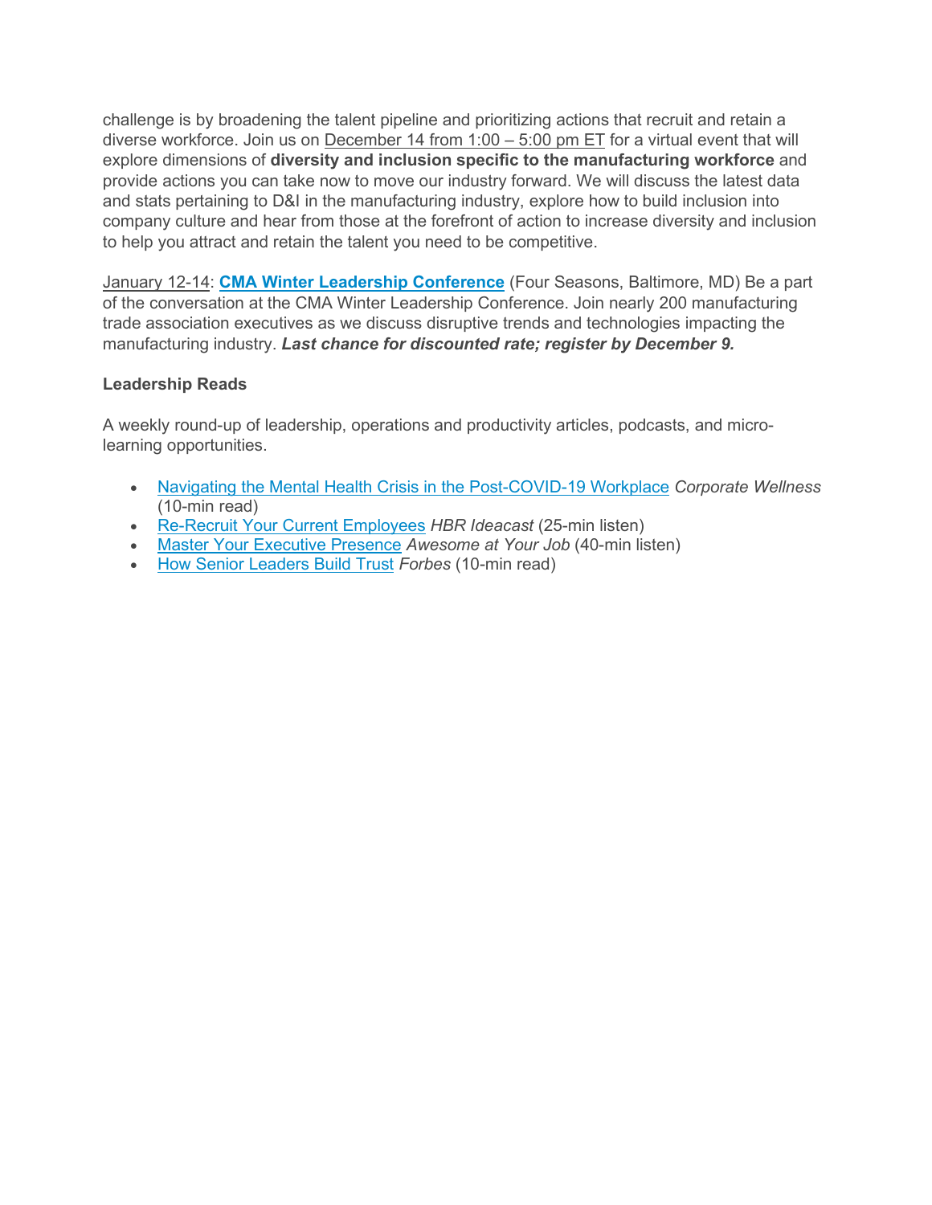challenge is by broadening the talent pipeline and prioritizing actions that recruit and retain a diverse workforce. Join us on December 14 from 1:00 – 5:00 pm ET for a virtual event that will explore dimensions of **diversity and inclusion specific to the manufacturing workforce** and provide actions you can take now to move our industry forward. We will discuss the latest data and stats pertaining to D&I in the manufacturing industry, explore how to build inclusion into company culture and hear from those at the forefront of action to increase diversity and inclusion to help you attract and retain the talent you need to be competitive.

January 12-14: **CMA Winter Leadership Conference** (Four Seasons, Baltimore, MD) Be a part of the conversation at the CMA Winter Leadership Conference. Join nearly 200 manufacturing trade association executives as we discuss disruptive trends and technologies impacting the manufacturing industry. ***Last chance for discounted rate; register by December 9.***

**Leadership Reads**

A weekly round-up of leadership, operations and productivity articles, podcasts, and micro-learning opportunities.

- Navigating the Mental Health Crisis in the Post-COVID-19 Workplace *Corporate Wellness* (10-min read)
- Re-Recruit Your Current Employees *HBR Ideacast* (25-min listen)
- Master Your Executive Presence *Awesome at Your Job* (40-min listen)
- How Senior Leaders Build Trust *Forbes* (10-min read)